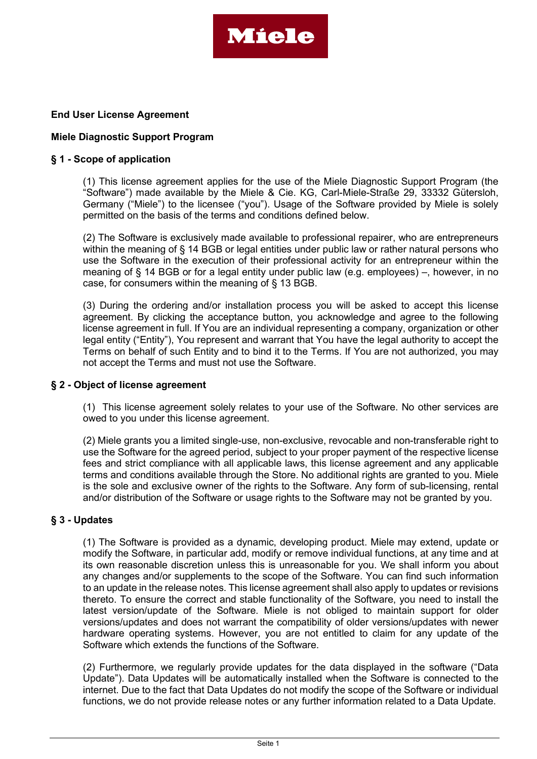**End User License Agreement**

**Miele Diagnostic Support Program**

## § 1 - Scope of application

(1) This license agreement applies for the use of the Miele Diagnostic Support Program (the "Software") made available by the Miele & Cie. KG, Carl-Miele-Straße 29, 33332 Gütersloh, Germany ("Miele") to the licensee ("you"). Usage of the Software provided by Miele is solely permitted on the basis of the terms and conditions defined below.

(2) The Software is exclusively made available to professional repairer, who are entrepreneurs within the meaning of § 14 BGB or legal entities under public law or rather natural persons who use the Software in the execution of their professional activity for an entrepreneur within the meaning of § 14 BGB or for a legal entity under public law (e.g. employees) –, however, in no case, for consumers within the meaning of § 13 BGB.

(3) During the ordering and/or installation process you will be asked to accept this license agreement. By clicking the acceptance button, you acknowledge and agree to the following license agreement in full. If You are an individual representing a company, organization or other legal entity ("Entity"), You represent and warrant that You have the legal authority to accept the Terms on behalf of such Entity and to bind it to the Terms. If You are not authorized, you may not accept the Terms and must not use the Software.

## § 2 - Object of license agreement

(1) This license agreement solely relates to your use of the Software. No other services are owed to you under this license agreement.

(2) Miele grants you a limited single-use, non-exclusive, revocable and non-transferable right to use the Software for the agreed period, subject to your proper payment of the respective license fees and strict compliance with all applicable laws, this license agreement and any applicable terms and conditions available through the Store. No additional rights are granted to you. Miele is the sole and exclusive owner of the rights to the Software. Any form of sub-licensing, rental and/or distribution of the Software or usage rights to the Software may not be granted by you.

## § 3 - Updates

(1) The Software is provided as a dynamic, developing product. Miele may extend, update or modify the Software, in particular add, modify or remove individual functions, at any time and at its own reasonable discretion unless this is unreasonable for you. We shall inform you about any changes and/or supplements to the scope of the Software. You can find such information to an update in the release notes. This license agreement shall also apply to updates or revisions thereto. To ensure the correct and stable functionality of the Software, you need to install the latest version/update of the Software. Miele is not obliged to maintain support for older versions/updates and does not warrant the compatibility of older versions/updates with newer hardware operating systems. However, you are not entitled to claim for any update of the Software which extends the functions of the Software.

(2) Furthermore, we regularly provide updates for the data displayed in the software ("Data Update"). Data Updates will be automatically installed when the Software is connected to the internet. Due to the fact that Data Updates do not modify the scope of the Software or individual functions, we do not provide release notes or any further information related to a Data Update.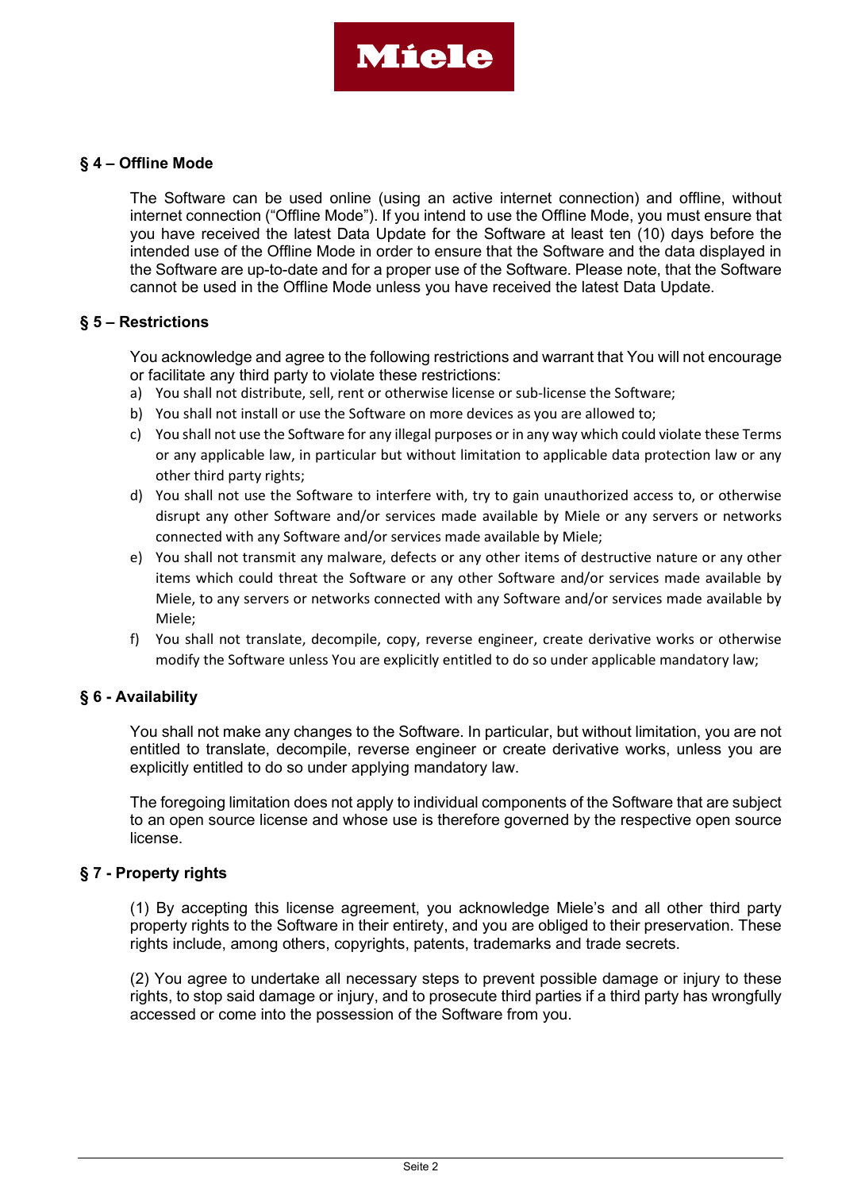## § 4 – Offline Mode

The Software can be used online (using an active internet connection) and offline, without internet connection ("Offline Mode"). If you intend to use the Offline Mode, you must ensure that you have received the latest Data Update for the Software at least ten (10) days before the intended use of the Offline Mode in order to ensure that the Software and the data displayed in the Software are up-to-date and for a proper use of the Software. Please note, that the Software cannot be used in the Offline Mode unless you have received the latest Data Update.

## § 5 – Restrictions

You acknowledge and agree to the following restrictions and warrant that You will not encourage or facilitate any third party to violate these restrictions:

a) You shall not distribute, sell, rent or otherwise license or sub-license the Software;

b) You shall not install or use the Software on more devices as you are allowed to;

c) You shall not use the Software for any illegal purposes or in any way which could violate these Terms or any applicable law, in particular but without limitation to applicable data protection law or any other third party rights;

d) You shall not use the Software to interfere with, try to gain unauthorized access to, or otherwise disrupt any other Software and/or services made available by Miele or any servers or networks connected with any Software and/or services made available by Miele;

e) You shall not transmit any malware, defects or any other items of destructive nature or any other items which could threat the Software or any other Software and/or services made available by Miele, to any servers or networks connected with any Software and/or services made available by Miele;

f) You shall not translate, decompile, copy, reverse engineer, create derivative works or otherwise modify the Software unless You are explicitly entitled to do so under applicable mandatory law;

## § 6 - Availability

You shall not make any changes to the Software. In particular, but without limitation, you are not entitled to translate, decompile, reverse engineer or create derivative works, unless you are explicitly entitled to do so under applying mandatory law.

The foregoing limitation does not apply to individual components of the Software that are subject to an open source license and whose use is therefore governed by the respective open source license.

## § 7 - Property rights

(1) By accepting this license agreement, you acknowledge Miele's and all other third party property rights to the Software in their entirety, and you are obliged to their preservation. These rights include, among others, copyrights, patents, trademarks and trade secrets.

(2) You agree to undertake all necessary steps to prevent possible damage or injury to these rights, to stop said damage or injury, and to prosecute third parties if a third party has wrongfully accessed or come into the possession of the Software from you.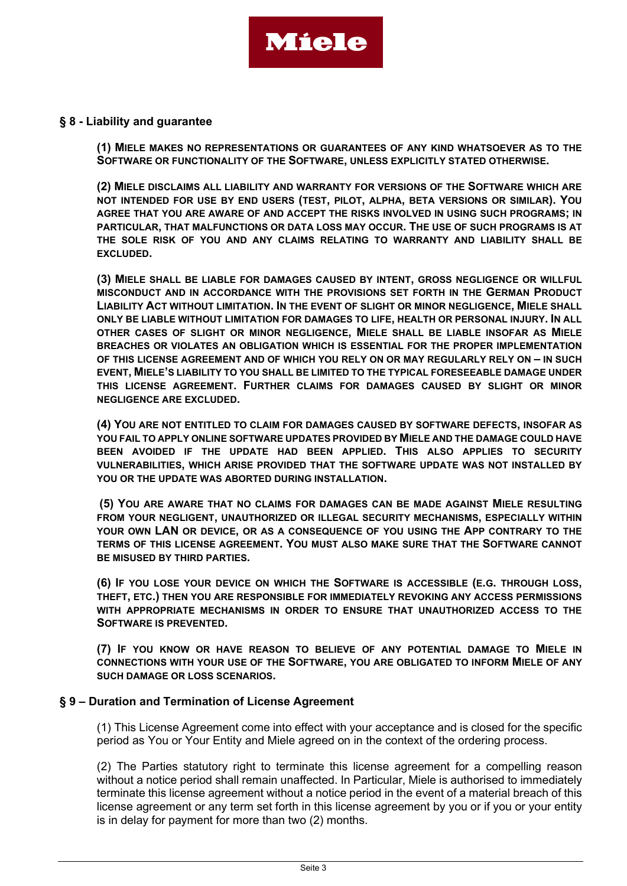## § 8 - Liability and guarantee

**(1) MIELE MAKES NO REPRESENTATIONS OR GUARANTEES OF ANY KIND WHATSOEVER AS TO THE SOFTWARE OR FUNCTIONALITY OF THE SOFTWARE, UNLESS EXPLICITLY STATED OTHERWISE.**

**(2) MIELE DISCLAIMS ALL LIABILITY AND WARRANTY FOR VERSIONS OF THE SOFTWARE WHICH ARE NOT INTENDED FOR USE BY END USERS (TEST, PILOT, ALPHA, BETA VERSIONS OR SIMILAR). YOU AGREE THAT YOU ARE AWARE OF AND ACCEPT THE RISKS INVOLVED IN USING SUCH PROGRAMS; IN PARTICULAR, THAT MALFUNCTIONS OR DATA LOSS MAY OCCUR. THE USE OF SUCH PROGRAMS IS AT THE SOLE RISK OF YOU AND ANY CLAIMS RELATING TO WARRANTY AND LIABILITY SHALL BE EXCLUDED.**

**(3) MIELE SHALL BE LIABLE FOR DAMAGES CAUSED BY INTENT, GROSS NEGLIGENCE OR WILLFUL MISCONDUCT AND IN ACCORDANCE WITH THE PROVISIONS SET FORTH IN THE GERMAN PRODUCT LIABILITY ACT WITHOUT LIMITATION. IN THE EVENT OF SLIGHT OR MINOR NEGLIGENCE, MIELE SHALL ONLY BE LIABLE WITHOUT LIMITATION FOR DAMAGES TO LIFE, HEALTH OR PERSONAL INJURY. IN ALL OTHER CASES OF SLIGHT OR MINOR NEGLIGENCE, MIELE SHALL BE LIABLE INSOFAR AS MIELE BREACHES OR VIOLATES AN OBLIGATION WHICH IS ESSENTIAL FOR THE PROPER IMPLEMENTATION OF THIS LICENSE AGREEMENT AND OF WHICH YOU RELY ON OR MAY REGULARLY RELY ON – IN SUCH EVENT, MIELE'S LIABILITY TO YOU SHALL BE LIMITED TO THE TYPICAL FORESEEABLE DAMAGE UNDER THIS LICENSE AGREEMENT. FURTHER CLAIMS FOR DAMAGES CAUSED BY SLIGHT OR MINOR NEGLIGENCE ARE EXCLUDED.**

**(4) YOU ARE NOT ENTITLED TO CLAIM FOR DAMAGES CAUSED BY SOFTWARE DEFECTS, INSOFAR AS YOU FAIL TO APPLY ONLINE SOFTWARE UPDATES PROVIDED BY MIELE AND THE DAMAGE COULD HAVE BEEN AVOIDED IF THE UPDATE HAD BEEN APPLIED. THIS ALSO APPLIES TO SECURITY VULNERABILITIES, WHICH ARISE PROVIDED THAT THE SOFTWARE UPDATE WAS NOT INSTALLED BY YOU OR THE UPDATE WAS ABORTED DURING INSTALLATION.**

**(5) YOU ARE AWARE THAT NO CLAIMS FOR DAMAGES CAN BE MADE AGAINST MIELE RESULTING FROM YOUR NEGLIGENT, UNAUTHORIZED OR ILLEGAL SECURITY MECHANISMS, ESPECIALLY WITHIN YOUR OWN LAN OR DEVICE, OR AS A CONSEQUENCE OF YOU USING THE APP CONTRARY TO THE TERMS OF THIS LICENSE AGREEMENT. YOU MUST ALSO MAKE SURE THAT THE SOFTWARE CANNOT BE MISUSED BY THIRD PARTIES.**

**(6) IF YOU LOSE YOUR DEVICE ON WHICH THE SOFTWARE IS ACCESSIBLE (E.G. THROUGH LOSS, THEFT, ETC.) THEN YOU ARE RESPONSIBLE FOR IMMEDIATELY REVOKING ANY ACCESS PERMISSIONS WITH APPROPRIATE MECHANISMS IN ORDER TO ENSURE THAT UNAUTHORIZED ACCESS TO THE SOFTWARE IS PREVENTED.**

**(7) IF YOU KNOW OR HAVE REASON TO BELIEVE OF ANY POTENTIAL DAMAGE TO MIELE IN CONNECTIONS WITH YOUR USE OF THE SOFTWARE, YOU ARE OBLIGATED TO INFORM MIELE OF ANY SUCH DAMAGE OR LOSS SCENARIOS.**

## § 9 – Duration and Termination of License Agreement

(1) This License Agreement come into effect with your acceptance and is closed for the specific period as You or Your Entity and Miele agreed on in the context of the ordering process.

(2) The Parties statutory right to terminate this license agreement for a compelling reason without a notice period shall remain unaffected. In Particular, Miele is authorised to immediately terminate this license agreement without a notice period in the event of a material breach of this license agreement or any term set forth in this license agreement by you or if you or your entity is in delay for payment for more than two (2) months.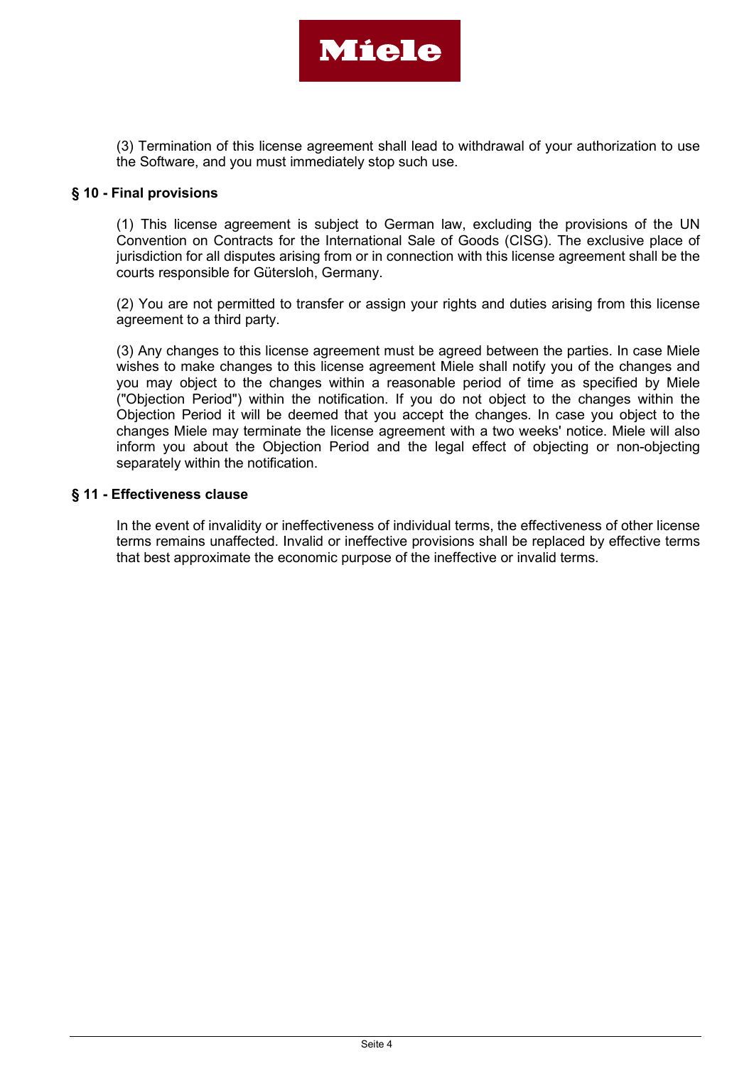(3) Termination of this license agreement shall lead to withdrawal of your authorization to use the Software, and you must immediately stop such use.

## § 10 - Final provisions

(1) This license agreement is subject to German law, excluding the provisions of the UN Convention on Contracts for the International Sale of Goods (CISG). The exclusive place of jurisdiction for all disputes arising from or in connection with this license agreement shall be the courts responsible for Gütersloh, Germany.

(2) You are not permitted to transfer or assign your rights and duties arising from this license agreement to a third party.

(3) Any changes to this license agreement must be agreed between the parties. In case Miele wishes to make changes to this license agreement Miele shall notify you of the changes and you may object to the changes within a reasonable period of time as specified by Miele ("Objection Period") within the notification. If you do not object to the changes within the Objection Period it will be deemed that you accept the changes. In case you object to the changes Miele may terminate the license agreement with a two weeks' notice. Miele will also inform you about the Objection Period and the legal effect of objecting or non-objecting separately within the notification.

## § 11 - Effectiveness clause

In the event of invalidity or ineffectiveness of individual terms, the effectiveness of other license terms remains unaffected. Invalid or ineffective provisions shall be replaced by effective terms that best approximate the economic purpose of the ineffective or invalid terms.